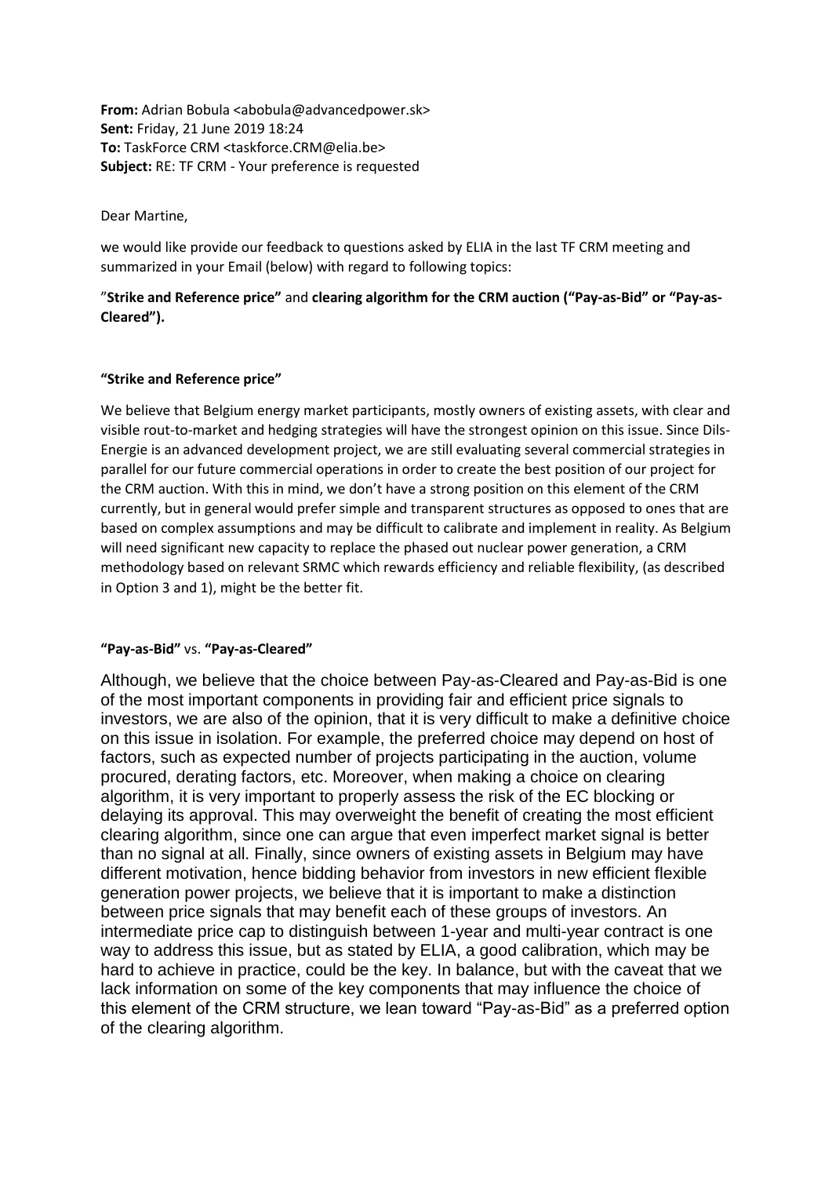**From:** Adrian Bobula <abobula@advancedpower.sk>
**Sent:** Friday, 21 June 2019 18:24
**To:** TaskForce CRM <taskforce.CRM@elia.be>
**Subject:** RE: TF CRM - Your preference is requested

Dear Martine,

we would like provide our feedback to questions asked by ELIA in the last TF CRM meeting and summarized in your Email (below) with regard to following topics:

"**Strike and Reference price"** and **clearing algorithm for the CRM auction ("Pay-as-Bid" or "Pay-as-Cleared").**

**"Strike and Reference price"**

We believe that Belgium energy market participants, mostly owners of existing assets, with clear and visible rout-to-market and hedging strategies will have the strongest opinion on this issue. Since Dils-Energie is an advanced development project, we are still evaluating several commercial strategies in parallel for our future commercial operations in order to create the best position of our project for the CRM auction. With this in mind, we don't have a strong position on this element of the CRM currently, but in general would prefer simple and transparent structures as opposed to ones that are based on complex assumptions and may be difficult to calibrate and implement in reality. As Belgium will need significant new capacity to replace the phased out nuclear power generation, a CRM methodology based on relevant SRMC which rewards efficiency and reliable flexibility, (as described in Option 3 and 1), might be the better fit.

**"Pay-as-Bid"** vs. **"Pay-as-Cleared"**

Although, we believe that the choice between Pay-as-Cleared and Pay-as-Bid is one of the most important components in providing fair and efficient price signals to investors, we are also of the opinion, that it is very difficult to make a definitive choice on this issue in isolation. For example, the preferred choice may depend on host of factors, such as expected number of projects participating in the auction, volume procured, derating factors, etc. Moreover, when making a choice on clearing algorithm, it is very important to properly assess the risk of the EC blocking or delaying its approval. This may overweight the benefit of creating the most efficient clearing algorithm, since one can argue that even imperfect market signal is better than no signal at all. Finally, since owners of existing assets in Belgium may have different motivation, hence bidding behavior from investors in new efficient flexible generation power projects, we believe that it is important to make a distinction between price signals that may benefit each of these groups of investors. An intermediate price cap to distinguish between 1-year and multi-year contract is one way to address this issue, but as stated by ELIA, a good calibration, which may be hard to achieve in practice, could be the key. In balance, but with the caveat that we lack information on some of the key components that may influence the choice of this element of the CRM structure, we lean toward "Pay-as-Bid" as a preferred option of the clearing algorithm.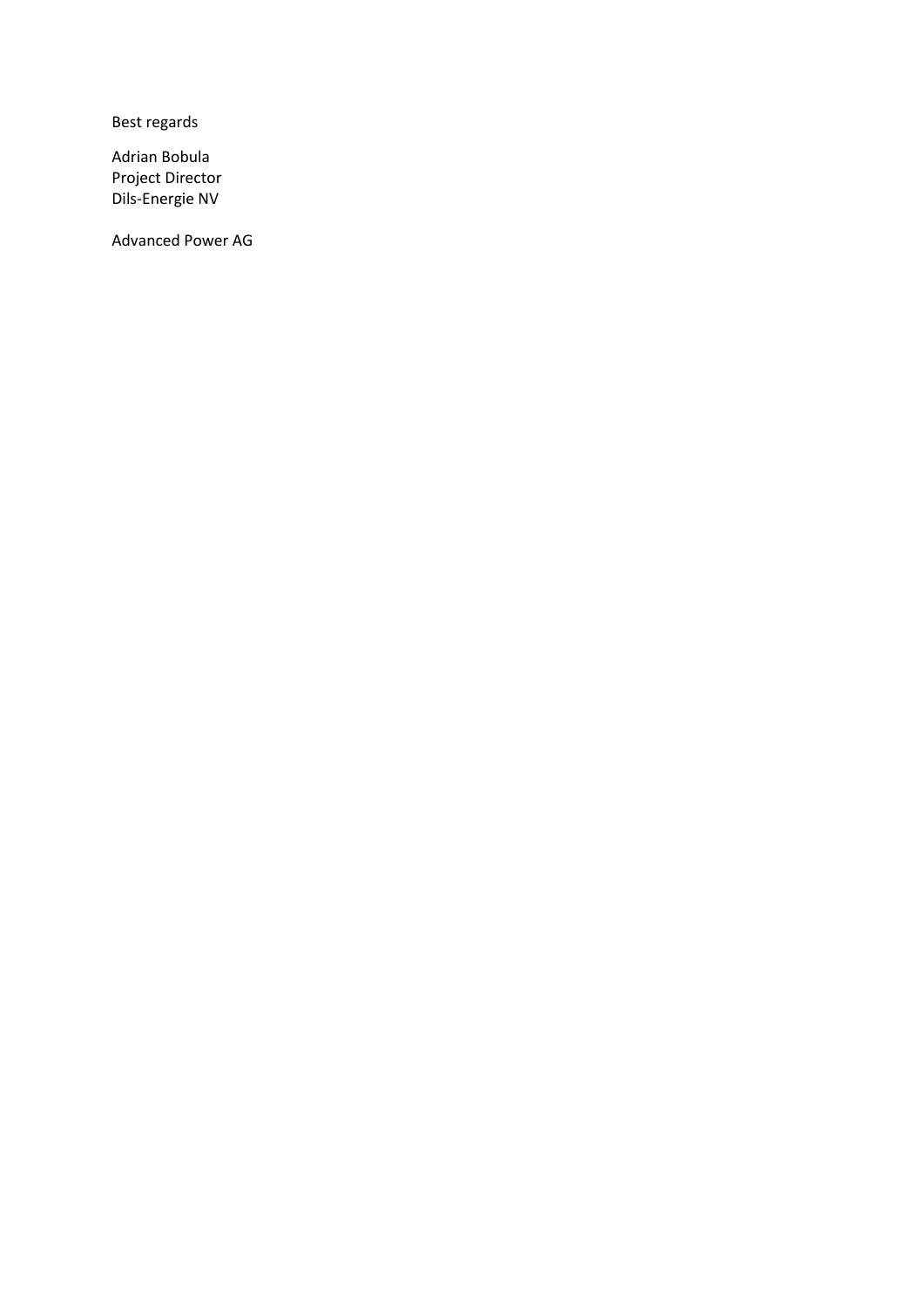Best regards

Adrian Bobula
Project Director
Dils-Energie NV

Advanced Power AG